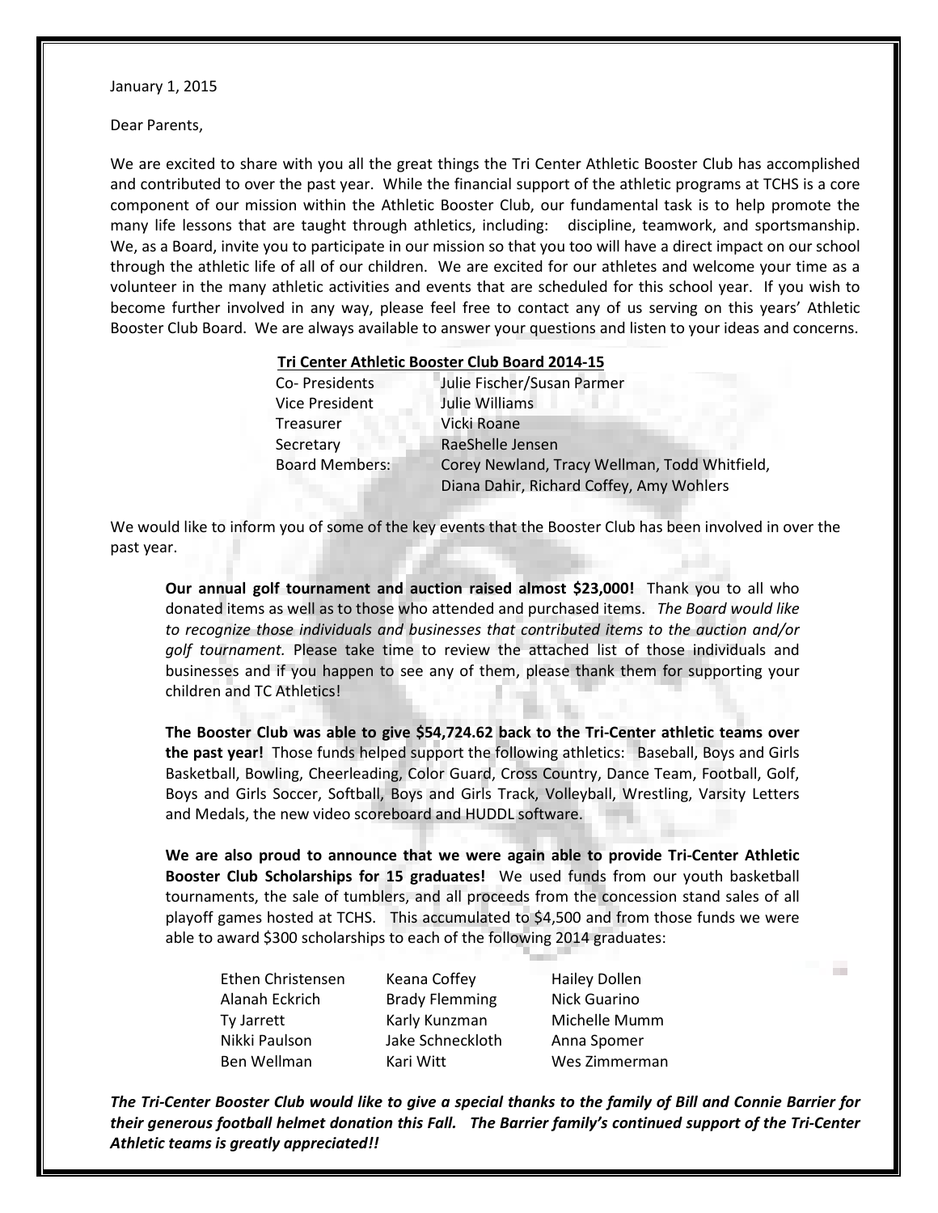January 1, 2015

Dear Parents,

We are excited to share with you all the great things the Tri Center Athletic Booster Club has accomplished and contributed to over the past year. While the financial support of the athletic programs at TCHS is a core component of our mission within the Athletic Booster Club, our fundamental task is to help promote the many life lessons that are taught through athletics, including: discipline, teamwork, and sportsmanship. We, as a Board, invite you to participate in our mission so that you too will have a direct impact on our school through the athletic life of all of our children. We are excited for our athletes and welcome your time as a volunteer in the many athletic activities and events that are scheduled for this school year. If you wish to become further involved in any way, please feel free to contact any of us serving on this years' Athletic Booster Club Board. We are always available to answer your questions and listen to your ideas and concerns.

**Tri Center Athletic Booster Club Board 2014-15**

| | |
|---|---|
| Co- Presidents | Julie Fischer/Susan Parmer |
| Vice President | Julie Williams |
| Treasurer | Vicki Roane |
| Secretary | RaeShelle Jensen |
| Board Members: | Corey Newland, Tracy Wellman, Todd Whitfield, Diana Dahir, Richard Coffey, Amy Wohlers |

We would like to inform you of some of the key events that the Booster Club has been involved in over the past year.

**Our annual golf tournament and auction raised almost $23,000!** Thank you to all who donated items as well as to those who attended and purchased items. *The Board would like to recognize those individuals and businesses that contributed items to the auction and/or golf tournament.* Please take time to review the attached list of those individuals and businesses and if you happen to see any of them, please thank them for supporting your children and TC Athletics!

**The Booster Club was able to give $54,724.62 back to the Tri-Center athletic teams over the past year!** Those funds helped support the following athletics: Baseball, Boys and Girls Basketball, Bowling, Cheerleading, Color Guard, Cross Country, Dance Team, Football, Golf, Boys and Girls Soccer, Softball, Boys and Girls Track, Volleyball, Wrestling, Varsity Letters and Medals, the new video scoreboard and HUDDL software.

**We are also proud to announce that we were again able to provide Tri-Center Athletic Booster Club Scholarships for 15 graduates!** We used funds from our youth basketball tournaments, the sale of tumblers, and all proceeds from the concession stand sales of all playoff games hosted at TCHS. This accumulated to $4,500 and from those funds we were able to award $300 scholarships to each of the following 2014 graduates:

| | | |
|---|---|---|
| Ethen Christensen | Keana Coffey | Hailey Dollen |
| Alanah Eckrich | Brady Flemming | Nick Guarino |
| Ty Jarrett | Karly Kunzman | Michelle Mumm |
| Nikki Paulson | Jake Schneckloth | Anna Spomer |
| Ben Wellman | Kari Witt | Wes Zimmerman |

***The Tri-Center Booster Club would like to give a special thanks to the family of Bill and Connie Barrier for their generous football helmet donation this Fall. The Barrier family's continued support of the Tri-Center Athletic teams is greatly appreciated!!***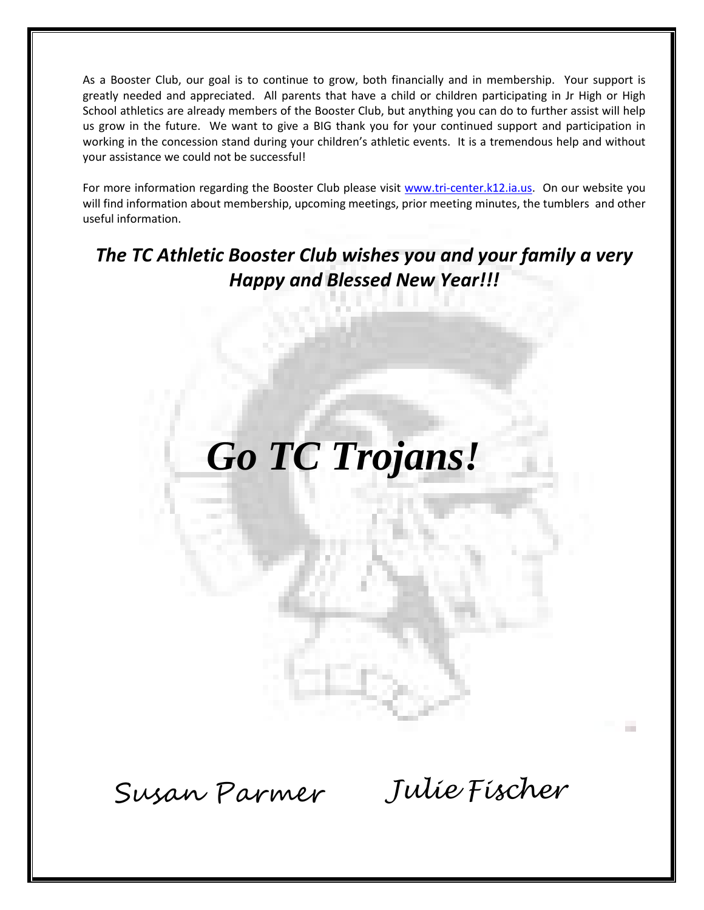As a Booster Club, our goal is to continue to grow, both financially and in membership. Your support is greatly needed and appreciated. All parents that have a child or children participating in Jr High or High School athletics are already members of the Booster Club, but anything you can do to further assist will help us grow in the future. We want to give a BIG thank you for your continued support and participation in working in the concession stand during your children's athletic events. It is a tremendous help and without your assistance we could not be successful!

For more information regarding the Booster Club please visit [www.tri-center.k12.ia.us](http://www.tri-center.k12.ia.us). On our website you will find information about membership, upcoming meetings, prior meeting minutes, the tumblers and other useful information.

***The TC Athletic Booster Club wishes you and your family a very Happy and Blessed New Year!!!***

# *Go TC Trojans!*

Susan Parmer    Julie Fischer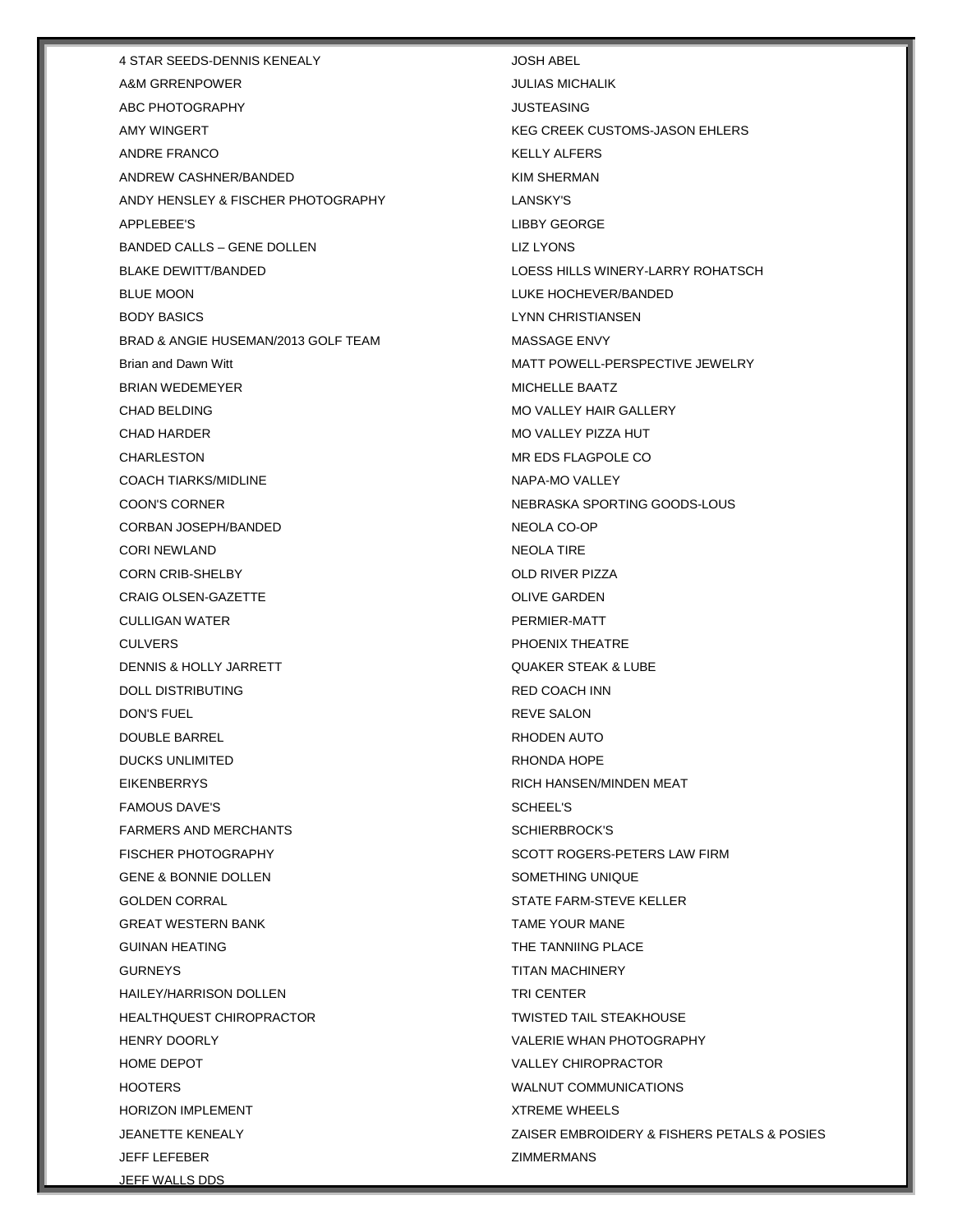4 STAR SEEDS-DENNIS KENEALY
A&M GRRENPOWER
ABC PHOTOGRAPHY
AMY WINGERT
ANDRE FRANCO
ANDREW CASHNER/BANDED
ANDY HENSLEY & FISCHER PHOTOGRAPHY
APPLEBEE'S
BANDED CALLS – GENE DOLLEN
BLAKE DEWITT/BANDED
BLUE MOON
BODY BASICS
BRAD & ANGIE HUSEMAN/2013 GOLF TEAM
Brian and Dawn Witt
BRIAN WEDEMEYER
CHAD BELDING
CHAD HARDER
CHARLESTON
COACH TIARKS/MIDLINE
COON'S CORNER
CORBAN JOSEPH/BANDED
CORI NEWLAND
CORN CRIB-SHELBY
CRAIG OLSEN-GAZETTE
CULLIGAN WATER
CULVERS
DENNIS & HOLLY JARRETT
DOLL DISTRIBUTING
DON'S FUEL
DOUBLE BARREL
DUCKS UNLIMITED
EIKENBERRYS
FAMOUS DAVE'S
FARMERS AND MERCHANTS
FISCHER PHOTOGRAPHY
GENE & BONNIE DOLLEN
GOLDEN CORRAL
GREAT WESTERN BANK
GUINAN HEATING
GURNEYS
HAILEY/HARRISON DOLLEN
HEALTHQUEST CHIROPRACTOR
HENRY DOORLY
HOME DEPOT
HOOTERS
HORIZON IMPLEMENT
JEANETTE KENEALY
JEFF LEFEBER
JEFF WALLS DDS
JOSH ABEL
JULIAS MICHALIK
JUSTEASING
KEG CREEK CUSTOMS-JASON EHLERS
KELLY ALFERS
KIM SHERMAN
LANSKY'S
LIBBY GEORGE
LIZ LYONS
LOESS HILLS WINERY-LARRY ROHATSCH
LUKE HOCHEVER/BANDED
LYNN CHRISTIANSEN
MASSAGE ENVY
MATT POWELL-PERSPECTIVE JEWELRY
MICHELLE BAATZ
MO VALLEY HAIR GALLERY
MO VALLEY PIZZA HUT
MR EDS FLAGPOLE CO
NAPA-MO VALLEY
NEBRASKA SPORTING GOODS-LOUS
NEOLA CO-OP
NEOLA TIRE
OLD RIVER PIZZA
OLIVE GARDEN
PERMIER-MATT
PHOENIX THEATRE
QUAKER STEAK & LUBE
RED COACH INN
REVE SALON
RHODEN AUTO
RHONDA HOPE
RICH HANSEN/MINDEN MEAT
SCHEEL'S
SCHIERBROCK'S
SCOTT ROGERS-PETERS LAW FIRM
SOMETHING UNIQUE
STATE FARM-STEVE KELLER
TAME YOUR MANE
THE TANNIING PLACE
TITAN MACHINERY
TRI CENTER
TWISTED TAIL STEAKHOUSE
VALERIE WHAN PHOTOGRAPHY
VALLEY CHIROPRACTOR
WALNUT COMMUNICATIONS
XTREME WHEELS
ZAISER EMBROIDERY & FISHERS PETALS & POSIES
ZIMMERMANS